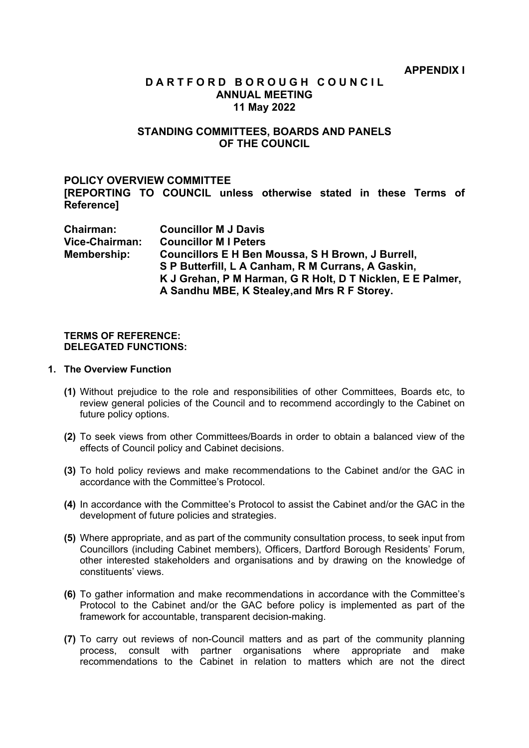**APPENDIX I**

# DARTFORD BOROUGH COUNCIL
## ANNUAL MEETING
## 11 May 2022

## STANDING COMMITTEES, BOARDS AND PANELS OF THE COUNCIL

### POLICY OVERVIEW COMMITTEE
**[REPORTING TO COUNCIL unless otherwise stated in these Terms of Reference]**

**Chairman:** **Councillor M J Davis**
**Vice-Chairman:** **Councillor M I Peters**
**Membership:** **Councillors E H Ben Moussa, S H Brown, J Burrell, S P Butterfill, L A Canham, R M Currans, A Gaskin, K J Grehan, P M Harman, G R Holt, D T Nicklen, E E Palmer, A Sandhu MBE, K Stealey,and Mrs R F Storey.**

**TERMS OF REFERENCE:**
**DELEGATED FUNCTIONS:**

**1. The Overview Function**

**(1)** Without prejudice to the role and responsibilities of other Committees, Boards etc, to review general policies of the Council and to recommend accordingly to the Cabinet on future policy options.

**(2)** To seek views from other Committees/Boards in order to obtain a balanced view of the effects of Council policy and Cabinet decisions.

**(3)** To hold policy reviews and make recommendations to the Cabinet and/or the GAC in accordance with the Committee's Protocol.

**(4)** In accordance with the Committee's Protocol to assist the Cabinet and/or the GAC in the development of future policies and strategies.

**(5)** Where appropriate, and as part of the community consultation process, to seek input from Councillors (including Cabinet members), Officers, Dartford Borough Residents' Forum, other interested stakeholders and organisations and by drawing on the knowledge of constituents' views.

**(6)** To gather information and make recommendations in accordance with the Committee's Protocol to the Cabinet and/or the GAC before policy is implemented as part of the framework for accountable, transparent decision-making.

**(7)** To carry out reviews of non-Council matters and as part of the community planning process, consult with partner organisations where appropriate and make recommendations to the Cabinet in relation to matters which are not the direct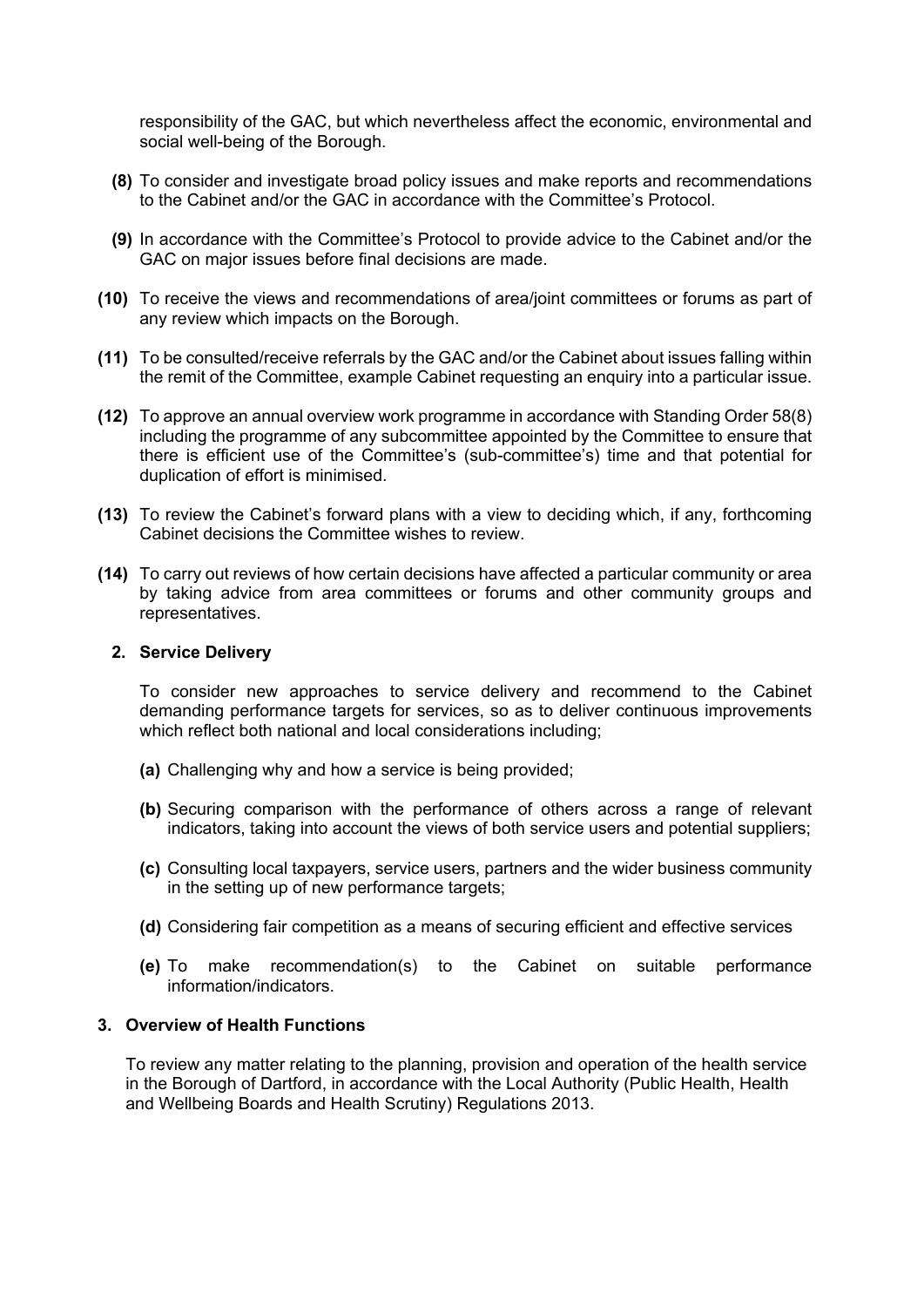responsibility of the GAC, but which nevertheless affect the economic, environmental and social well-being of the Borough.

**(8)** To consider and investigate broad policy issues and make reports and recommendations to the Cabinet and/or the GAC in accordance with the Committee's Protocol.

**(9)** In accordance with the Committee's Protocol to provide advice to the Cabinet and/or the GAC on major issues before final decisions are made.

**(10)** To receive the views and recommendations of area/joint committees or forums as part of any review which impacts on the Borough.

**(11)** To be consulted/receive referrals by the GAC and/or the Cabinet about issues falling within the remit of the Committee, example Cabinet requesting an enquiry into a particular issue.

**(12)** To approve an annual overview work programme in accordance with Standing Order 58(8) including the programme of any subcommittee appointed by the Committee to ensure that there is efficient use of the Committee's (sub-committee's) time and that potential for duplication of effort is minimised.

**(13)** To review the Cabinet's forward plans with a view to deciding which, if any, forthcoming Cabinet decisions the Committee wishes to review.

**(14)** To carry out reviews of how certain decisions have affected a particular community or area by taking advice from area committees or forums and other community groups and representatives.

**2. Service Delivery**

To consider new approaches to service delivery and recommend to the Cabinet demanding performance targets for services, so as to deliver continuous improvements which reflect both national and local considerations including;

**(a)** Challenging why and how a service is being provided;

**(b)** Securing comparison with the performance of others across a range of relevant indicators, taking into account the views of both service users and potential suppliers;

**(c)** Consulting local taxpayers, service users, partners and the wider business community in the setting up of new performance targets;

**(d)** Considering fair competition as a means of securing efficient and effective services

**(e)** To make recommendation(s) to the Cabinet on suitable performance information/indicators.

**3. Overview of Health Functions**

To review any matter relating to the planning, provision and operation of the health service in the Borough of Dartford, in accordance with the Local Authority (Public Health, Health and Wellbeing Boards and Health Scrutiny) Regulations 2013.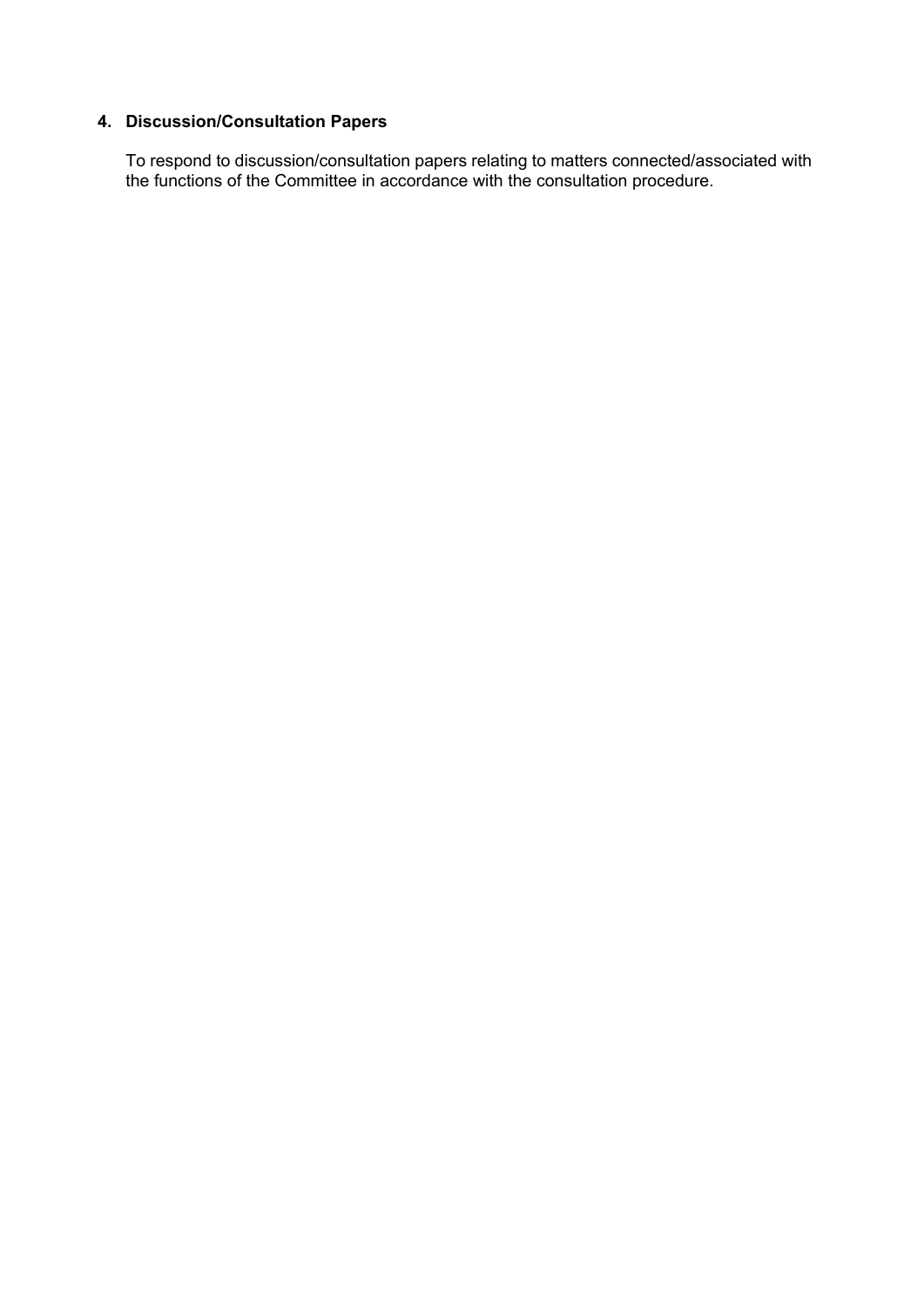**4. Discussion/Consultation Papers**

To respond to discussion/consultation papers relating to matters connected/associated with the functions of the Committee in accordance with the consultation procedure.